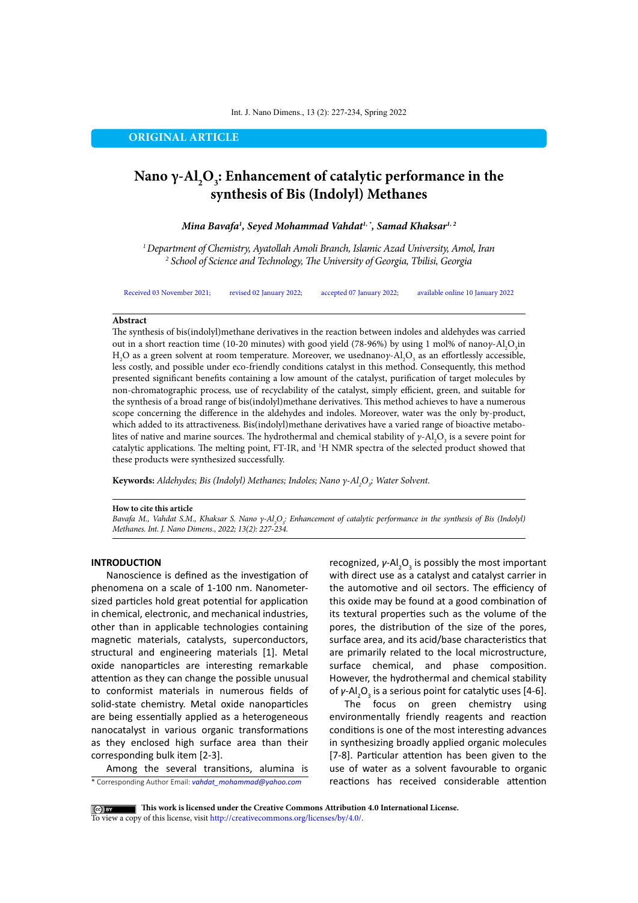ORIGINAL ARTICLE

# Nano γ-$Al_2O_3$: Enhancement of catalytic performance in the synthesis of Bis (Indolyl) Methanes

***Mina Bavafa[1], Seyed Mohammad Vahdat[1,*], Samad Khaksar[1,2]***

*[1] Department of Chemistry, Ayatollah Amoli Branch, Islamic Azad University, Amol, Iran*
*[2] School of Science and Technology, The University of Georgia, Tbilisi, Georgia*

Received 03 November 2021; revised 02 January 2022; accepted 07 January 2022; available online 10 January 2022

## Abstract

The synthesis of bis(indolyl)methane derivatives in the reaction between indoles and aldehydes was carried out in a short reaction time (10-20 minutes) with good yield (78-96%) by using 1 mol% of nanoγ-$Al_2O_3$in $H_2O$ as a green solvent at room temperature. Moreover, we usednanoγ-$Al_2O_3$ as an effortlessly accessible, less costly, and possible under eco-friendly conditions catalyst in this method. Consequently, this method presented significant benefits containing a low amount of the catalyst, purification of target molecules by non-chromatographic process, use of recyclability of the catalyst, simply efficient, green, and suitable for the synthesis of a broad range of bis(indolyl)methane derivatives. This method achieves to have a numerous scope concerning the difference in the aldehydes and indoles. Moreover, water was the only by-product, which added to its attractiveness. Bis(indolyl)methane derivatives have a varied range of bioactive metabolites of native and marine sources. The hydrothermal and chemical stability of γ-$Al_2O_3$ is a severe point for catalytic applications. The melting point, FT-IR, and $^1H$ NMR spectra of the selected product showed that these products were synthesized successfully.

**Keywords:** *Aldehydes; Bis (Indolyl) Methanes; Indoles; Nano γ-$Al_2O_3$; Water Solvent.*

**How to cite this article**
*Bavafa M., Vahdat S.M., Khaksar S. Nano γ-$Al_2O_3$: Enhancement of catalytic performance in the synthesis of Bis (Indolyl) Methanes. Int. J. Nano Dimens., 2022; 13(2): 227-234.*

## INTRODUCTION

Nanoscience is defined as the investigation of phenomena on a scale of 1-100 nm. Nanometer-sized particles hold great potential for application in chemical, electronic, and mechanical industries, other than in applicable technologies containing magnetic materials, catalysts, superconductors, structural and engineering materials [1]. Metal oxide nanoparticles are interesting remarkable attention as they can change the possible unusual to conformist materials in numerous fields of solid-state chemistry. Metal oxide nanoparticles are being essentially applied as a heterogeneous nanocatalyst in various organic transformations as they enclosed high surface area than their corresponding bulk item [2-3].

Among the several transitions, alumina is recognized, γ-$Al_2O_3$ is possibly the most important with direct use as a catalyst and catalyst carrier in the automotive and oil sectors. The efficiency of this oxide may be found at a good combination of its textural properties such as the volume of the pores, the distribution of the size of the pores, surface area, and its acid/base characteristics that are primarily related to the local microstructure, surface chemical, and phase composition. However, the hydrothermal and chemical stability of γ-$Al_2O_3$ is a serious point for catalytic uses [4-6].

The focus on green chemistry using environmentally friendly reagents and reaction conditions is one of the most interesting advances in synthesizing broadly applied organic molecules [7-8]. Particular attention has been given to the use of water as a solvent favourable to organic reactions has received considerable attention

\* Corresponding Author Email: *vahdat_mohammad@yahoo.com*

**This work is licensed under the Creative Commons Attribution 4.0 International License.**
To view a copy of this license, visit http://creativecommons.org/licenses/by/4.0/.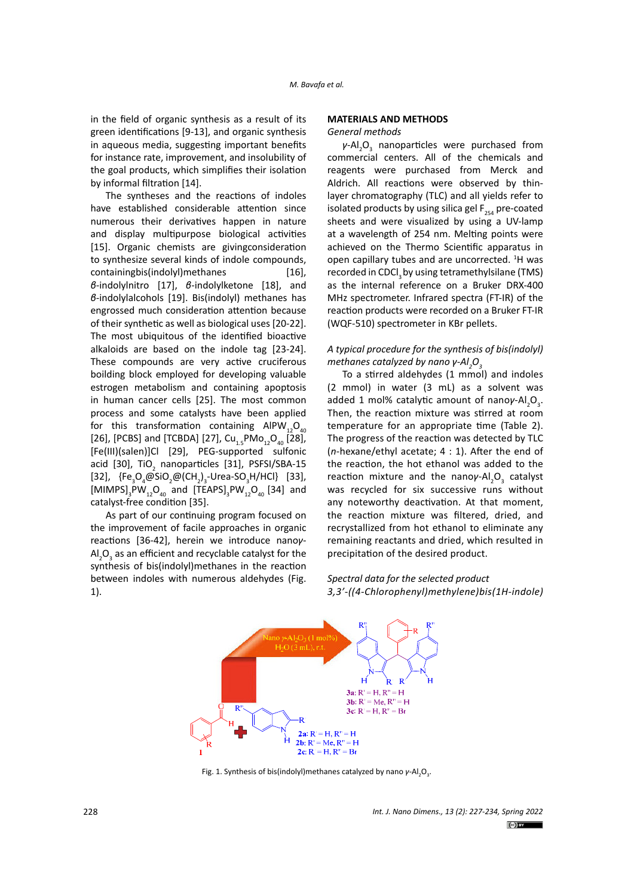in the field of organic synthesis as a result of its green identifications [9-13], and organic synthesis in aqueous media, suggesting important benefits for instance rate, improvement, and insolubility of the goal products, which simplifies their isolation by informal filtration [14].

The syntheses and the reactions of indoles have established considerable attention since numerous their derivatives happen in nature and display multipurpose biological activities [15]. Organic chemists are givingconsideration to synthesize several kinds of indole compounds, containingbis(indolyl)methanes [16], *β*-indolylnitro [17], *β*-indolylketone [18], and *β*-indolylalcohols [19]. Bis(indolyl) methanes has engrossed much consideration attention because of their synthetic as well as biological uses [20-22]. The most ubiquitous of the identified bioactive alkaloids are based on the indole tag [23-24]. These compounds are very active cruciferous boilding block employed for developing valuable estrogen metabolism and containing apoptosis in human cancer cells [25]. The most common process and some catalysts have been applied for this transformation containing $AlPW_{12}O_{40}$ [26], [PCBS] and [TCBDA] [27], $Cu_{1.5}PMo_{12}O_{40}$ [28], [Fe(III)(salen)]Cl [29], PEG-supported sulfonic acid [30], $TiO_2$ nanoparticles [31], PSFSI/SBA-15 [32], $\{Fe_3O_4@SiO_2@(CH_2)_3$-Urea-$SO_3H/HCl\}$ [33], $[MIMPS]_3PW_{12}O_{40}$ and $[TEAPS]_3PW_{12}O_{40}$ [34] and catalyst-free condition [35].

As part of our continuing program focused on the improvement of facile approaches in organic reactions [36-42], herein we introduce nano*γ*-$Al_2O_3$ as an efficient and recyclable catalyst for the synthesis of bis(indolyl)methanes in the reaction between indoles with numerous aldehydes (Fig. 1).

## MATERIALS AND METHODS

### *General methods*

*γ*-$Al_2O_3$ nanoparticles were purchased from commercial centers. All of the chemicals and reagents were purchased from Merck and Aldrich. All reactions were observed by thin-layer chromatography (TLC) and all yields refer to isolated products by using silica gel $F_{254}$ pre-coated sheets and were visualized by using a UV-lamp at a wavelength of 254 nm. Melting points were achieved on the Thermo Scientific apparatus in open capillary tubes and are uncorrected. $^1$H was recorded in $CDCl_3$ by using tetramethylsilane (TMS) as the internal reference on a Bruker DRX-400 MHz spectrometer. Infrared spectra (FT-IR) of the reaction products were recorded on a Bruker FT-IR (WQF-510) spectrometer in KBr pellets.

### *A typical procedure for the synthesis of bis(indolyl) methanes catalyzed by nano γ-$Al_2O_3$*

To a stirred aldehydes (1 mmol) and indoles (2 mmol) in water (3 mL) as a solvent was added 1 mol% catalytic amount of nano*γ*-$Al_2O_3$. Then, the reaction mixture was stirred at room temperature for an appropriate time (Table 2). The progress of the reaction was detected by TLC (*n*-hexane/ethyl acetate; 4 : 1). After the end of the reaction, the hot ethanol was added to the reaction mixture and the nano*γ*-$Al_2O_3$ catalyst was recycled for six successive runs without any noteworthy deactivation. At that moment, the reaction mixture was filtered, dried, and recrystallized from hot ethanol to eliminate any remaining reactants and dried, which resulted in precipitation of the desired product.

### *Spectral data for the selected product*

*3,3'-((4-Chlorophenyl)methylene)bis(1H-indole)*

Nano γ-$Al_2O_3$ (1 mol%)
$H_2O$ (3 mL), r.t.

**3a**: R' = H, R'' = H
**3b**: R' = Me, R'' = H
**3c**: R = H, R' = Br

**2a**: R = H, R'' = H
**2b**: R' = Me, R'' = H
**2c**: R = H, R' = Br

Fig. 1. Synthesis of bis(indolyl)methanes catalyzed by nano γ-$Al_2O_3$.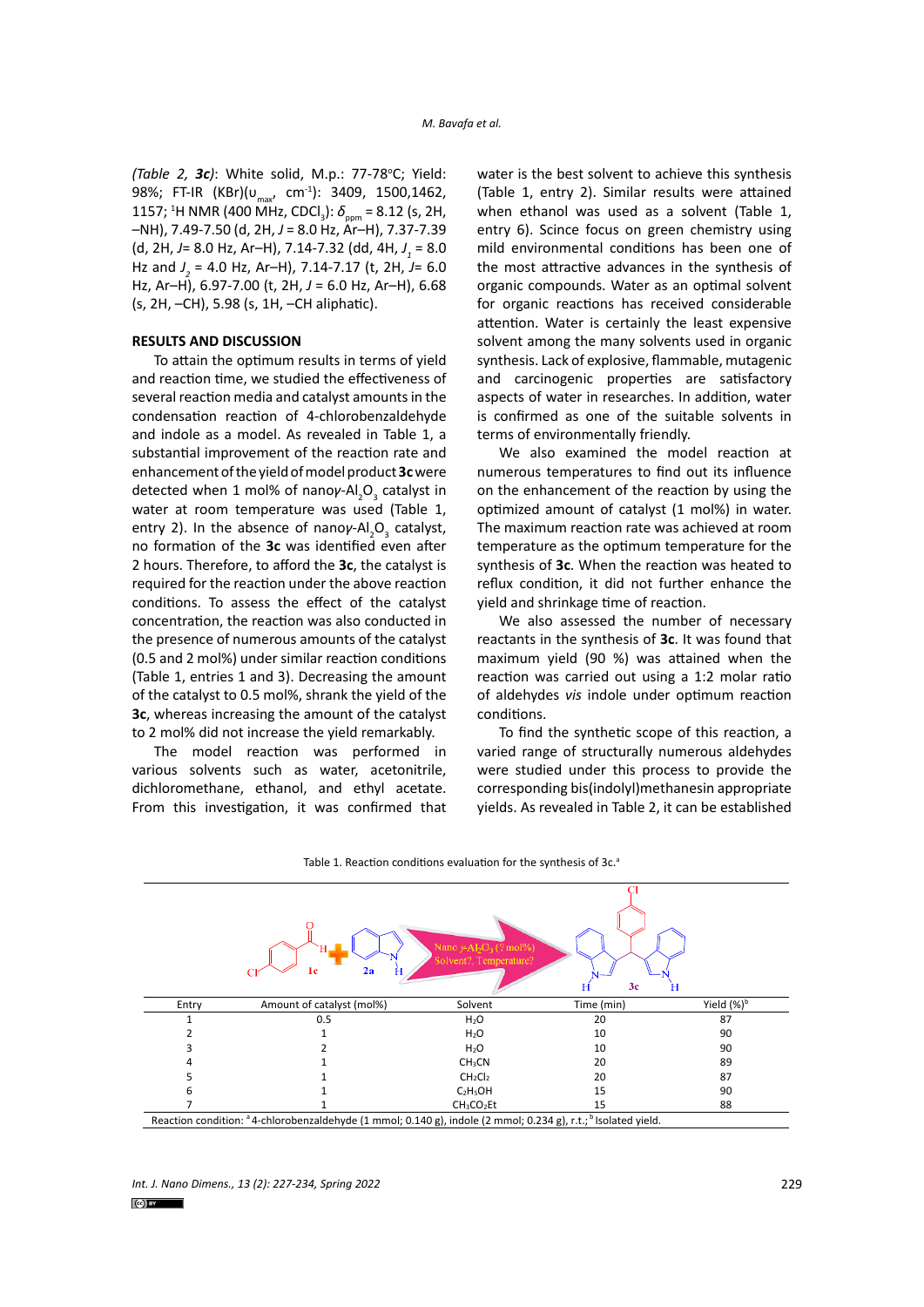*(Table 2, 3c)*: White solid, M.p.: 77-78°C; Yield: 98%; FT-IR (KBr)($\upsilon_{max}$, cm$^{-1}$): 3409, 1500,1462, 1157; $^{1}$H NMR (400 MHz, $CDCl_3$): $\delta_{ppm}$ = 8.12 (s, 2H, –NH), 7.49-7.50 (d, 2H, *J* = 8.0 Hz, Ar–H), 7.37-7.39 (d, 2H, *J*= 8.0 Hz, Ar–H), 7.14-7.32 (dd, 4H, $J_1$ = 8.0 Hz and $J_2$ = 4.0 Hz, Ar–H), 7.14-7.17 (t, 2H, *J*= 6.0 Hz, Ar–H), 6.97-7.00 (t, 2H, *J* = 6.0 Hz, Ar–H), 6.68 (s, 2H, –CH), 5.98 (s, 1H, –CH aliphatic).

## RESULTS AND DISCUSSION

To attain the optimum results in terms of yield and reaction time, we studied the effectiveness of several reaction media and catalyst amounts in the condensation reaction of 4-chlorobenzaldehyde and indole as a model. As revealed in Table 1, a substantial improvement of the reaction rate and enhancement of the yield of model product **3c** were detected when 1 mol% of nano*γ*-$Al_2O_3$ catalyst in water at room temperature was used (Table 1, entry 2). In the absence of nano*γ*-$Al_2O_3$ catalyst, no formation of the **3c** was identified even after 2 hours. Therefore, to afford the **3c**, the catalyst is required for the reaction under the above reaction conditions. To assess the effect of the catalyst concentration, the reaction was also conducted in the presence of numerous amounts of the catalyst (0.5 and 2 mol%) under similar reaction conditions (Table 1, entries 1 and 3). Decreasing the amount of the catalyst to 0.5 mol%, shrank the yield of the **3c**, whereas increasing the amount of the catalyst to 2 mol% did not increase the yield remarkably.

The model reaction was performed in various solvents such as water, acetonitrile, dichloromethane, ethanol, and ethyl acetate. From this investigation, it was confirmed that water is the best solvent to achieve this synthesis (Table 1, entry 2). Similar results were attained when ethanol was used as a solvent (Table 1, entry 6). Scince focus on green chemistry using mild environmental conditions has been one of the most attractive advances in the synthesis of organic compounds. Water as an optimal solvent for organic reactions has received considerable attention. Water is certainly the least expensive solvent among the many solvents used in organic synthesis. Lack of explosive, flammable, mutagenic and carcinogenic properties are satisfactory aspects of water in researches. In addition, water is confirmed as one of the suitable solvents in terms of environmentally friendly.

We also examined the model reaction at numerous temperatures to find out its influence on the enhancement of the reaction by using the optimized amount of catalyst (1 mol%) in water. The maximum reaction rate was achieved at room temperature as the optimum temperature for the synthesis of **3c**. When the reaction was heated to reflux condition, it did not further enhance the yield and shrinkage time of reaction.

We also assessed the number of necessary reactants in the synthesis of **3c**. It was found that maximum yield (90 %) was attained when the reaction was carried out using a 1:2 molar ratio of aldehydes *vis* indole under optimum reaction conditions.

To find the synthetic scope of this reaction, a varied range of structurally numerous aldehydes were studied under this process to provide the corresponding bis(indolyl)methanesin appropriate yields. As revealed in Table 2, it can be established

Table 1. Reaction conditions evaluation for the synthesis of 3c.[a]

| Entry | Amount of catalyst (mol%) | Solvent | Time (min) | Yield (%)[b] |
|---|---|---|---|---|
| 1 | 0.5 | $H_2O$ | 20 | 87 |
| 2 | 1 | $H_2O$ | 10 | 90 |
| 3 | 2 | $H_2O$ | 10 | 90 |
| 4 | 1 | $CH_3CN$ | 20 | 89 |
| 5 | 1 | $CH_2Cl_2$ | 20 | 87 |
| 6 | 1 | $C_2H_5OH$ | 15 | 90 |
| 7 | 1 | $CH_3CO_2Et$ | 15 | 88 |

Reaction condition: [a] 4-chlorobenzaldehyde (1 mmol; 0.140 g), indole (2 mmol; 0.234 g), r.t.; [b] Isolated yield.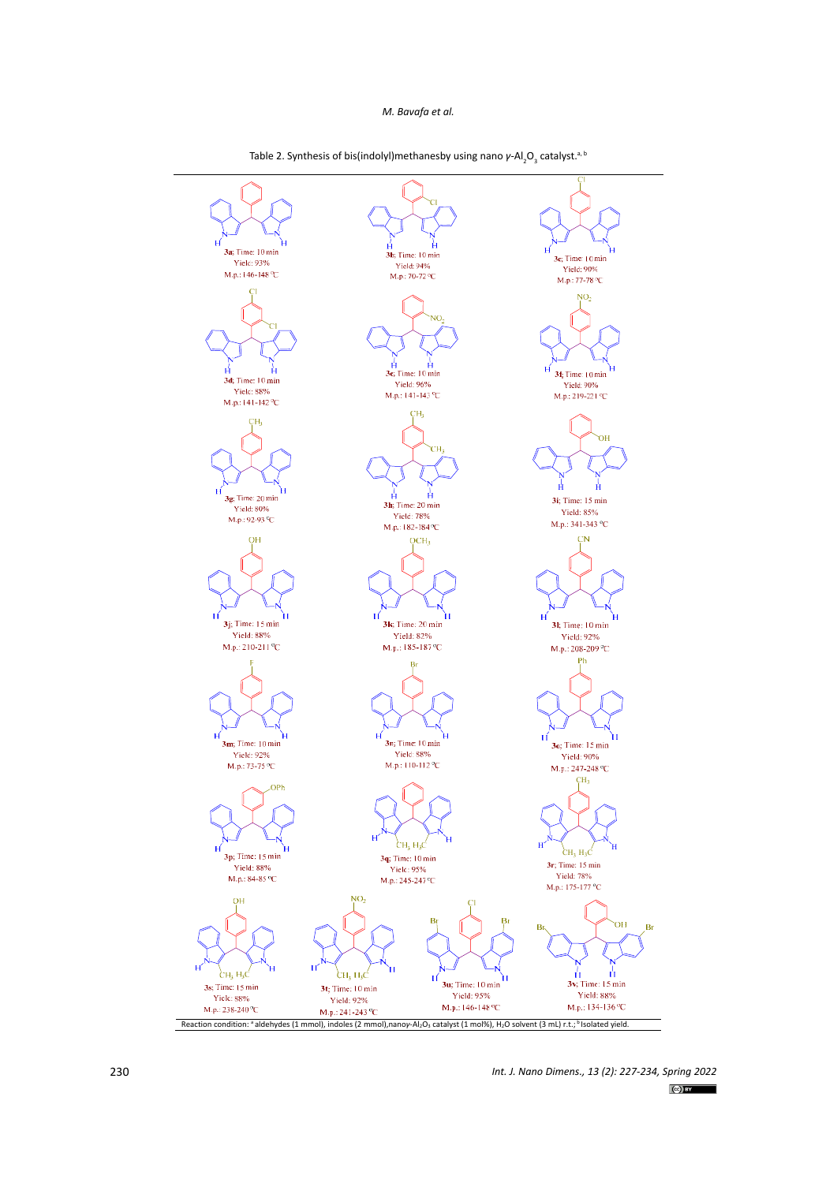Table 2. Synthesis of bis(indolyl)methanesby using nano γ-$Al_2O_3$ catalyst.[a, b]

**3a**; Time: 10 min
Yield: 93%
M.p.: 146-148 °C

**3b**; Time: 10 min
Yield: 94%
M.p.: 70-72 °C

**3c**; Time: 10 min
Yield: 90%
M.p.: 77-78 °C

**3d**; Time: 10 min
Yield: 88%
M.p.: 141-142 °C

**3e**; Time: 10 min
Yield: 96%
M.p.: 141-143 °C

**3f**; Time: 10 min
Yield: 90%
M.p.: 219-221 °C

**3g**; Time: 20 min
Yield: 80%
M.p.: 92-93 °C

**3h**; Time: 20 min
Yield: 78%
M.p.: 182-184 °C

**3i**; Time: 15 min
Yield: 85%
M.p.: 341-343 °C

**3j**; Time: 15 min
Yield: 88%
M.p.: 210-211 °C

**3k**; Time: 20 min
Yield: 82%
M.p.: 185-187 °C

**3l**; Time: 10 min
Yield: 92%
M.p.: 208-209 °C

**3m**; Time: 10 min
Yield: 92%
M.p.: 73-75 °C

**3n**; Time: 10 min
Yield: 88%
M.p.: 110-112 °C

**3o**; Time: 15 min
Yield: 90%
M.p.: 247-248 °C

**3p**; Time: 15 min
Yield: 88%
M.p.: 84-85 °C

**3q**; Time: 10 min
Yield: 95%
M.p.: 245-247 °C

**3r**; Time: 15 min
Yield: 78%
M.p.: 175-177 °C

**3s**; Time: 15 min
Yield: 88%
M.p.: 238-240 °C

**3t**; Time: 10 min
Yield: 92%
M.p.: 241-243 °C

**3u**; Time: 10 min
Yield: 95%
M.p.: 146-148 °C

**3v**; Time: 15 min
Yield: 88%
M.p.: 134-136 °C

Reaction condition: [a] aldehydes (1 mmol), indoles (2 mmol),nanoγ-$Al_2O_3$ catalyst (1 mol%), $H_2O$ solvent (3 mL) r.t.; [b] Isolated yield.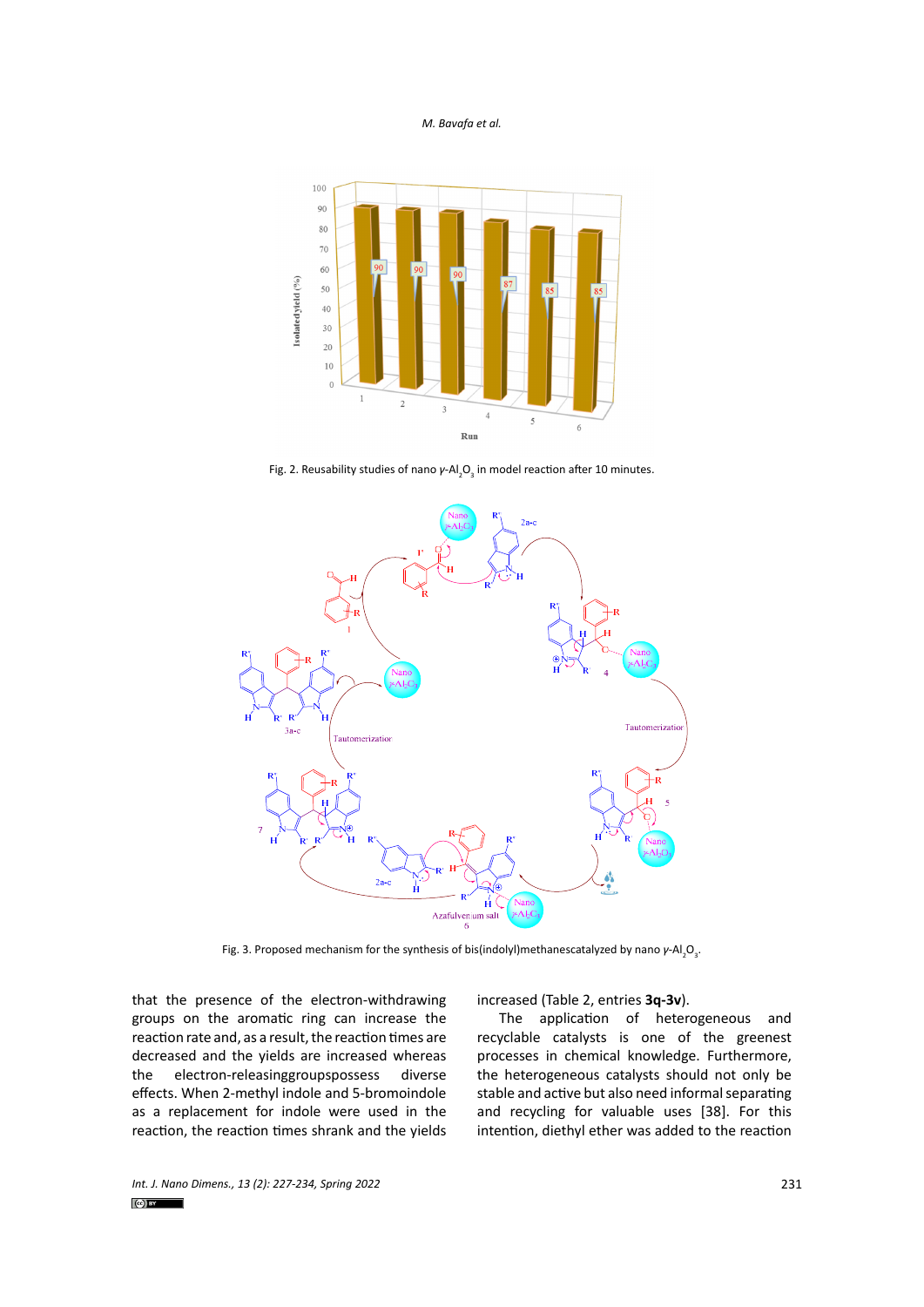Fig. 2. Reusability studies of nano γ-$Al_2O_3$ in model reaction after 10 minutes.

Fig. 3. Proposed mechanism for the synthesis of bis(indolyl)methanescatalyzed by nano γ-$Al_2O_3$.

that the presence of the electron-withdrawing groups on the aromatic ring can increase the reaction rate and, as a result, the reaction times are decreased and the yields are increased whereas the electron-releasinggroupspossess diverse effects. When 2-methyl indole and 5-bromoindole as a replacement for indole were used in the reaction, the reaction times shrank and the yields increased (Table 2, entries **3q-3v**).

The application of heterogeneous and recyclable catalysts is one of the greenest processes in chemical knowledge. Furthermore, the heterogeneous catalysts should not only be stable and active but also need informal separating and recycling for valuable uses [38]. For this intention, diethyl ether was added to the reaction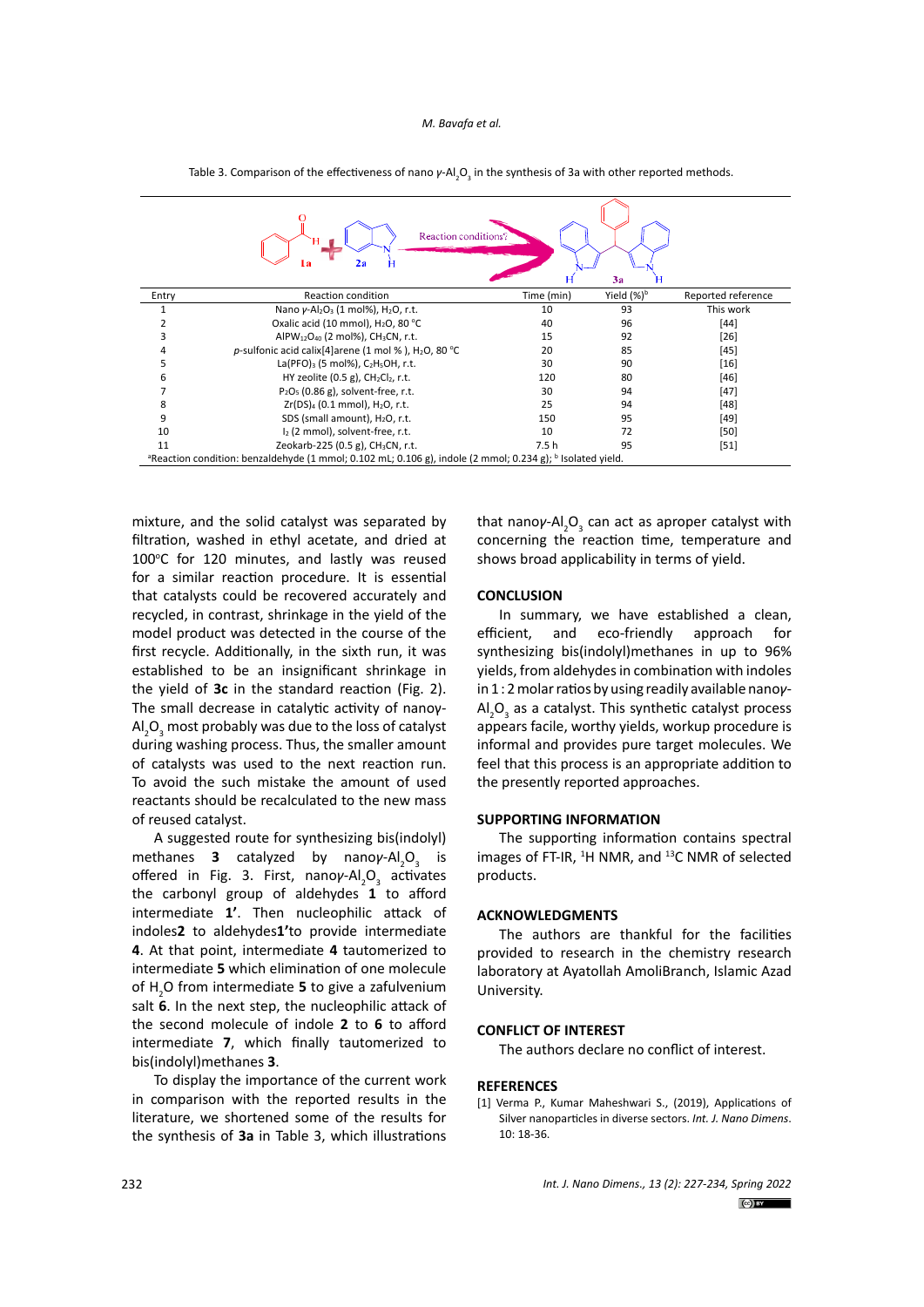Table 3. Comparison of the effectiveness of nano $\gamma$-$Al_2O_3$ in the synthesis of 3a with other reported methods.

| Entry | Reaction condition | Time (min) | Yield (%)[b] | Reported reference |
|---|---|---|---|---|
| 1 | Nano $\gamma$-$Al_2O_3$ (1 mol%), $H_2O$, r.t. | 10 | 93 | This work |
| 2 | Oxalic acid (10 mmol), $H_2O$, 80 °C | 40 | 96 | [44] |
| 3 | $AlPW_{12}O_{40}$ (2 mol%), $CH_3CN$, r.t. | 15 | 92 | [26] |
| 4 | *p*-sulfonic acid calix[4]arene (1 mol % ), $H_2O$, 80 °C | 20 | 85 | [45] |
| 5 | $La(PFO)_3$ (5 mol%), $C_2H_5OH$, r.t. | 30 | 90 | [16] |
| 6 | HY zeolite (0.5 g), $CH_2Cl_2$, r.t. | 120 | 80 | [46] |
| 7 | $P_2O_5$ (0.86 g), solvent-free, r.t. | 30 | 94 | [47] |
| 8 | $Zr(DS)_4$ (0.1 mmol), $H_2O$, r.t. | 25 | 94 | [48] |
| 9 | SDS (small amount), $H_2O$, r.t. | 150 | 95 | [49] |
| 10 | $I_2$ (2 mmol), solvent-free, r.t. | 10 | 72 | [50] |
| 11 | Zeokarb-225 (0.5 g), $CH_3CN$, r.t. | 7.5 h | 95 | [51] |

[a]Reaction condition: benzaldehyde (1 mmol; 0.102 mL; 0.106 g), indole (2 mmol; 0.234 g); [b] Isolated yield.

mixture, and the solid catalyst was separated by filtration, washed in ethyl acetate, and dried at 100°C for 120 minutes, and lastly was reused for a similar reaction procedure. It is essential that catalysts could be recovered accurately and recycled, in contrast, shrinkage in the yield of the model product was detected in the course of the first recycle. Additionally, in the sixth run, it was established to be an insignificant shrinkage in the yield of **3c** in the standard reaction (Fig. 2). The small decrease in catalytic activity of nano$\gamma$-$Al_2O_3$ most probably was due to the loss of catalyst during washing process. Thus, the smaller amount of catalysts was used to the next reaction run. To avoid the such mistake the amount of used reactants should be recalculated to the new mass of reused catalyst.

A suggested route for synthesizing bis(indolyl) methanes **3** catalyzed by nano$\gamma$-$Al_2O_3$ is offered in Fig. 3. First, nano$\gamma$-$Al_2O_3$ activates the carbonyl group of aldehydes **1** to afford intermediate **1'**. Then nucleophilic attack of indoles**2** to aldehydes**1'**to provide intermediate **4**. At that point, intermediate **4** tautomerized to intermediate **5** which elimination of one molecule of $H_2O$ from intermediate **5** to give a zafulvenium salt **6**. In the next step, the nucleophilic attack of the second molecule of indole **2** to **6** to afford intermediate **7**, which finally tautomerized to bis(indolyl)methanes **3**.

To display the importance of the current work in comparison with the reported results in the literature, we shortened some of the results for the synthesis of **3a** in Table 3, which illustrations that nano$\gamma$-$Al_2O_3$ can act as aproper catalyst with concerning the reaction time, temperature and shows broad applicability in terms of yield.

## CONCLUSION

In summary, we have established a clean, efficient, and eco-friendly approach for synthesizing bis(indolyl)methanes in up to 96% yields, from aldehydes in combination with indoles in 1 : 2 molar ratios by using readily available nano$\gamma$-$Al_2O_3$ as a catalyst. This synthetic catalyst process appears facile, worthy yields, workup procedure is informal and provides pure target molecules. We feel that this process is an appropriate addition to the presently reported approaches.

## SUPPORTING INFORMATION

The supporting information contains spectral images of FT-IR, $^{1}H$ NMR, and $^{13}C$ NMR of selected products.

## ACKNOWLEDGMENTS

The authors are thankful for the facilities provided to research in the chemistry research laboratory at Ayatollah AmoliBranch, Islamic Azad University.

## CONFLICT OF INTEREST

The authors declare no conflict of interest.

## REFERENCES

[1] Verma P., Kumar Maheshwari S., (2019), Applications of Silver nanoparticles in diverse sectors. *Int. J. Nano Dimens.* 10: 18-36.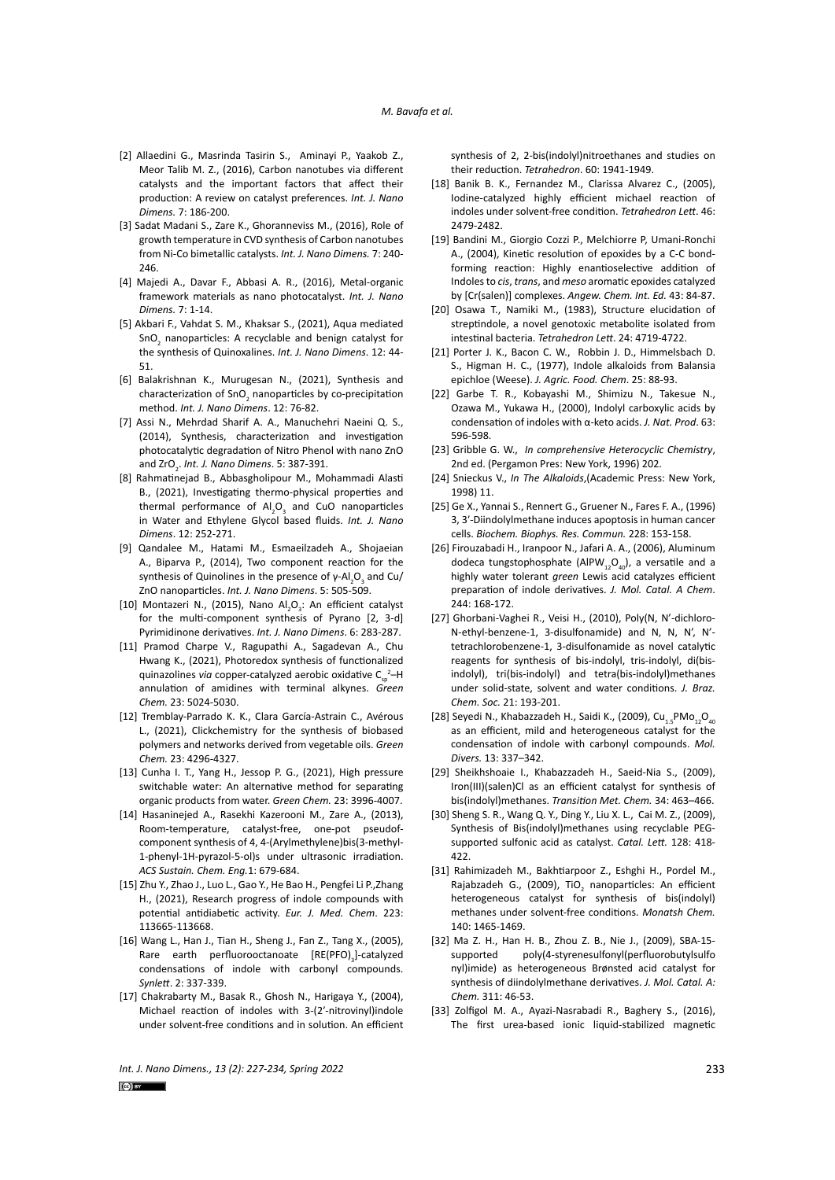[2] Allaedini G., Masrinda Tasirin S., Aminayi P., Yaakob Z., Meor Talib M. Z., (2016), Carbon nanotubes via different catalysts and the important factors that affect their production: A review on catalyst preferences. *Int. J. Nano Dimens.* 7: 186-200.

[3] Sadat Madani S., Zare K., Ghoranneviss M., (2016), Role of growth temperature in CVD synthesis of Carbon nanotubes from Ni-Co bimetallic catalysts. *Int. J. Nano Dimens.* 7: 240-246.

[4] Majedi A., Davar F., Abbasi A. R., (2016), Metal-organic framework materials as nano photocatalyst. *Int. J. Nano Dimens.* 7: 1-14.

[5] Akbari F., Vahdat S. M., Khaksar S., (2021), Aqua mediated $SnO_2$ nanoparticles: A recyclable and benign catalyst for the synthesis of Quinoxalines. *Int. J. Nano Dimens*. 12: 44-51.

[6] Balakrishnan K., Murugesan N., (2021), Synthesis and characterization of $SnO_2$ nanoparticles by co-precipitation method. *Int. J. Nano Dimens*. 12: 76-82.

[7] Assi N., Mehrdad Sharif A. A., Manuchehri Naeini Q. S., (2014), Synthesis, characterization and investigation photocatalytic degradation of Nitro Phenol with nano ZnO and $ZrO_2$. *Int. J. Nano Dimens*. 5: 387-391.

[8] Rahmatinejad B., Abbasgholipour M., Mohammadi Alasti B., (2021), Investigating thermo-physical properties and thermal performance of $Al_2O_3$ and CuO nanoparticles in Water and Ethylene Glycol based fluids. *Int. J. Nano Dimens*. 12: 252-271.

[9] Qandalee M., Hatami M., Esmaeilzadeh A., Shojaeian A., Biparva P., (2014), Two component reaction for the synthesis of Quinolines in the presence of γ-$Al_2O_3$ and Cu/ZnO nanoparticles. *Int. J. Nano Dimens*. 5: 505-509.

[10] Montazeri N., (2015), Nano $Al_2O_3$: An efficient catalyst for the multi-component synthesis of Pyrano [2, 3-d] Pyrimidinone derivatives. *Int. J. Nano Dimens*. 6: 283-287.

[11] Pramod Charpe V., Ragupathi A., Sagadevan A., Chu Hwang K., (2021), Photoredox synthesis of functionalized quinazolines *via* copper-catalyzed aerobic oxidative $C_{sp}{}^2$–H annulation of amidines with terminal alkynes. *Green Chem.* 23: 5024-5030.

[12] Tremblay-Parrado K. K., Clara García-Astrain C., Avérous L., (2021), Clickchemistry for the synthesis of biobased polymers and networks derived from vegetable oils. *Green Chem.* 23: 4296-4327.

[13] Cunha I. T., Yang H., Jessop P. G., (2021), High pressure switchable water: An alternative method for separating organic products from water. *Green Chem.* 23: 3996-4007.

[14] Hasaninejed A., Rasekhi Kazerooni M., Zare A., (2013), Room-temperature, catalyst-free, one-pot pseudof-component synthesis of 4, 4-(Arylmethylene)bis(3-methyl-1-phenyl-1H-pyrazol-5-ol)s under ultrasonic irradiation. *ACS Sustain. Chem. Eng.*1: 679-684.

[15] Zhu Y., Zhao J., Luo L., Gao Y., He Bao H., Pengfei Li P.,Zhang H., (2021), Research progress of indole compounds with potential antidiabetic activity. *Eur. J. Med. Chem*. 223: 113665-113668.

[16] Wang L., Han J., Tian H., Sheng J., Fan Z., Tang X., (2005), Rare earth perfluorooctanoate [RE(PFO)$_3$]-catalyzed condensations of indole with carbonyl compounds. *Synlett*. 2: 337-339.

[17] Chakrabarty M., Basak R., Ghosh N., Harigaya Y., (2004), Michael reaction of indoles with 3-(2′-nitrovinyl)indole under solvent-free conditions and in solution. An efficient synthesis of 2, 2-bis(indolyl)nitroethanes and studies on their reduction. *Tetrahedron*. 60: 1941-1949.

[18] Banik B. K., Fernandez M., Clarissa Alvarez C., (2005), Iodine-catalyzed highly efficient michael reaction of indoles under solvent-free condition. *Tetrahedron Lett*. 46: 2479-2482.

[19] Bandini M., Giorgio Cozzi P., Melchiorre P, Umani-Ronchi A., (2004), Kinetic resolution of epoxides by a C-C bond-forming reaction: Highly enantioselective addition of Indoles to *cis*, *trans*, and *meso* aromatic epoxides catalyzed by [Cr(salen)] complexes. *Angew. Chem. Int. Ed.* 43: 84-87.

[20] Osawa T., Namiki M., (1983), Structure elucidation of streptindole, a novel genotoxic metabolite isolated from intestinal bacteria. *Tetrahedron Lett*. 24: 4719-4722.

[21] Porter J. K., Bacon C. W., Robbin J. D., Himmelsbach D. S., Higman H. C., (1977), Indole alkaloids from Balansia epichloe (Weese). *J. Agric. Food. Chem*. 25: 88-93.

[22] Garbe T. R., Kobayashi M., Shimizu N., Takesue N., Ozawa M., Yukawa H., (2000), Indolyl carboxylic acids by condensation of indoles with α-keto acids. *J. Nat. Prod*. 63: 596-598.

[23] Gribble G. W., *In comprehensive Heterocyclic Chemistry*, 2nd ed. (Pergamon Pres: New York, 1996) 202.

[24] Snieckus V., *In The Alkaloids*,(Academic Press: New York, 1998) 11.

[25] Ge X., Yannai S., Rennert G., Gruener N., Fares F. A., (1996) 3, 3′-Diindolylmethane induces apoptosis in human cancer cells. *Biochem. Biophys. Res. Commun.* 228: 153-158.

[26] Firouzabadi H., Iranpoor N., Jafari A. A., (2006), Aluminum dodeca tungstophosphate ($AlPW_{12}O_{40}$), a versatile and a highly water tolerant *green* Lewis acid catalyzes efficient preparation of indole derivatives. *J. Mol. Catal. A Chem*. 244: 168-172.

[27] Ghorbani-Vaghei R., Veisi H., (2010), Poly(N, N′-dichloro-N-ethyl-benzene-1, 3-disulfonamide) and N, N, N′, N′-tetrachlorobenzene-1, 3-disulfonamide as novel catalytic reagents for synthesis of bis-indolyl, tris-indolyl, di(bis-indolyl), tri(bis-indolyl) and tetra(bis-indolyl)methanes under solid-state, solvent and water conditions. *J. Braz. Chem. Soc.* 21: 193-201.

[28] Seyedi N., Khabazzadeh H., Saidi K., (2009), $Cu_{1.5}PMo_{12}O_{40}$ as an efficient, mild and heterogeneous catalyst for the condensation of indole with carbonyl compounds. *Mol. Divers.* 13: 337–342.

[29] Sheikhshoaie I., Khabazzadeh H., Saeid-Nia S., (2009), Iron(III)(salen)Cl as an efficient catalyst for synthesis of bis(indolyl)methanes. *Transition Met. Chem.* 34: 463–466.

[30] Sheng S. R., Wang Q. Y., Ding Y., Liu X. L., Cai M. Z., (2009), Synthesis of Bis(indolyl)methanes using recyclable PEG-supported sulfonic acid as catalyst. *Catal. Lett.* 128: 418-422.

[31] Rahimizadeh M., Bakhtiarpoor Z., Eshghi H., Pordel M., Rajabzadeh G., (2009), $TiO_2$ nanoparticles: An efficient heterogeneous catalyst for synthesis of bis(indolyl) methanes under solvent-free conditions. *Monatsh Chem.* 140: 1465-1469.

[32] Ma Z. H., Han H. B., Zhou Z. B., Nie J., (2009), SBA-15-supported poly(4-styrenesulfonyl(perfluorobutylsulfo nyl)imide) as heterogeneous Brønsted acid catalyst for synthesis of diindolylmethane derivatives. *J. Mol. Catal. A: Chem.* 311: 46-53.

[33] Zolfigol M. A., Ayazi-Nasrabadi R., Baghery S., (2016), The first urea-based ionic liquid-stabilized magnetic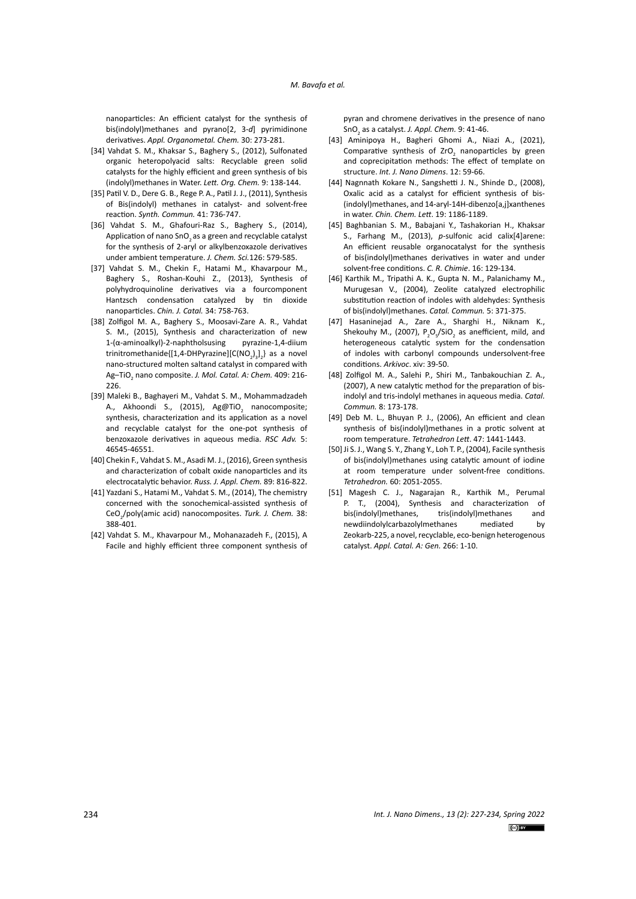nanoparticles: An efficient catalyst for the synthesis of bis(indolyl)methanes and pyrano[2, 3-*d*] pyrimidinone derivatives. *Appl. Organometal. Chem.* 30: 273-281.

[34] Vahdat S. M., Khaksar S., Baghery S., (2012), Sulfonated organic heteropolyacid salts: Recyclable green solid catalysts for the highly efficient and green synthesis of bis (indolyl)methanes in Water. *Lett. Org. Chem.* 9: 138-144.

[35] Patil V. D., Dere G. B., Rege P. A., Patil J. J., (2011), Synthesis of Bis(indolyl) methanes in catalyst- and solvent-free reaction. *Synth. Commun.* 41: 736-747.

[36] Vahdat S. M., Ghafouri-Raz S., Baghery S., (2014), Application of nano $SnO_2$ as a green and recyclable catalyst for the synthesis of 2-aryl or alkylbenzoxazole derivatives under ambient temperature. *J. Chem. Sci.*126: 579-585.

[37] Vahdat S. M., Chekin F., Hatami M., Khavarpour M., Baghery S., Roshan-Kouhi Z., (2013), Synthesis of polyhydroquinoline derivatives via a fourcomponent Hantzsch condensation catalyzed by tin dioxide nanoparticles. *Chin. J. Catal.* 34: 758-763.

[38] Zolfigol M. A., Baghery S., Moosavi-Zare A. R., Vahdat S. M., (2015), Synthesis and characterization of new 1-(α-aminoalkyl)-2-naphtholsusing pyrazine-1,4-diium trinitromethanide{[1,4-DHPyrazine][$C(NO_2)_3]_2$} as a novel nano-structured molten saltand catalyst in compared with Ag–$TiO_2$ nano composite. *J. Mol. Catal. A: Chem.* 409: 216-226.

[39] Maleki B., Baghayeri M., Vahdat S. M., Mohammadzadeh A., Akhoondi S., (2015), Ag@$TiO_2$ nanocomposite; synthesis, characterization and its application as a novel and recyclable catalyst for the one-pot synthesis of benzoxazole derivatives in aqueous media. *RSC Adv.* 5: 46545-46551.

[40] Chekin F., Vahdat S. M., Asadi M. J., (2016), Green synthesis and characterization of cobalt oxide nanoparticles and its electrocatalytic behavior. *Russ. J. Appl. Chem.* 89: 816-822.

[41] Yazdani S., Hatami M., Vahdat S. M., (2014), The chemistry concerned with the sonochemical-assisted synthesis of $CeO_2$/poly(amic acid) nanocomposites. *Turk. J. Chem.* 38: 388-401.

[42] Vahdat S. M., Khavarpour M., Mohanazadeh F., (2015), A Facile and highly efficient three component synthesis of pyran and chromene derivatives in the presence of nano $SnO_2$ as a catalyst. *J. Appl. Chem.* 9: 41-46.

[43] Aminipoya H., Bagheri Ghomi A., Niazi A., (2021), Comparative synthesis of $ZrO_2$ nanoparticles by green and coprecipitation methods: The effect of template on structure. *Int. J. Nano Dimens*. 12: 59-66.

[44] Nagnnath Kokare N., Sangshetti J. N., Shinde D., (2008), Oxalic acid as a catalyst for efficient synthesis of bis-(indolyl)methanes, and 14-aryl-14H-dibenzo[a,j]xanthenes in water. *Chin. Chem. Lett*. 19: 1186-1189.

[45] Baghbanian S. M., Babajani Y., Tashakorian H., Khaksar S., Farhang M., (2013), *p*-sulfonic acid calix[4]arene: An efficient reusable organocatalyst for the synthesis of bis(indolyl)methanes derivatives in water and under solvent-free conditions. *C. R. Chimie*. 16: 129-134.

[46] Karthik M., Tripathi A. K., Gupta N. M., Palanichamy M., Murugesan V., (2004), Zeolite catalyzed electrophilic substitution reaction of indoles with aldehydes: Synthesis of bis(indolyl)methanes. *Catal. Commun.* 5: 371-375.

[47] Hasaninejad A., Zare A., Sharghi H., Niknam K., Shekouhy M., (2007), $P_2O_5/SiO_2$ as anefficient, mild, and heterogeneous catalytic system for the condensation of indoles with carbonyl compounds undersolvent-free conditions. *Arkivoc*. xiv: 39-50.

[48] Zolfigol M. A., Salehi P., Shiri M., Tanbakouchian Z. A., (2007), A new catalytic method for the preparation of bis-indolyl and tris-indolyl methanes in aqueous media. *Catal. Commun.* 8: 173-178.

[49] Deb M. L., Bhuyan P. J., (2006), An efficient and clean synthesis of bis(indolyl)methanes in a protic solvent at room temperature. *Tetrahedron Lett*. 47: 1441-1443.

[50] Ji S. J., Wang S. Y., Zhang Y., Loh T. P., (2004), Facile synthesis of bis(indolyl)methanes using catalytic amount of iodine at room temperature under solvent-free conditions. *Tetrahedron.* 60: 2051-2055.

[51] Magesh C. J., Nagarajan R., Karthik M., Perumal P. T., (2004), Synthesis and characterization of bis(indolyl)methanes, tris(indolyl)methanes and newdiindolylcarbazolylmethanes mediated by Zeokarb-225, a novel, recyclable, eco-benign heterogenous catalyst. *Appl. Catal. A: Gen.* 266: 1-10.